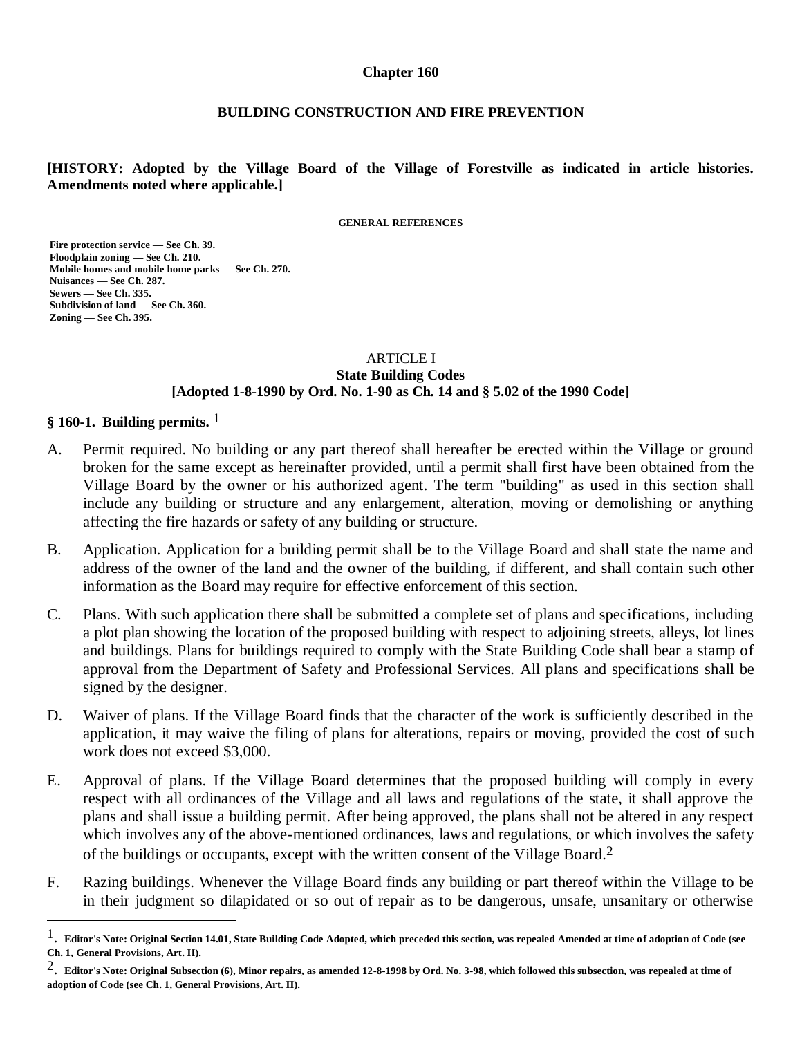# Chapter 160

## BUILDING CONSTRUCTION AND FIRE PREVENTION

**[HISTORY: Adopted by the Village Board of the Village of Forestville as indicated in article histories. Amendments noted where applicable.]**

**GENERAL REFERENCES**

**Fire protection service — See Ch. 39.**
**Floodplain zoning — See Ch. 210.**
**Mobile homes and mobile home parks — See Ch. 270.**
**Nuisances — See Ch. 287.**
**Sewers — See Ch. 335.**
**Subdivision of land — See Ch. 360.**
**Zoning — See Ch. 395.**

## ARTICLE I
## State Building Codes
## [Adopted 1-8-1990 by Ord. No. 1-90 as Ch. 14 and § 5.02 of the 1990 Code]

### § 160-1. Building permits. [1]

A. Permit required. No building or any part thereof shall hereafter be erected within the Village or ground broken for the same except as hereinafter provided, until a permit shall first have been obtained from the Village Board by the owner or his authorized agent. The term "building" as used in this section shall include any building or structure and any enlargement, alteration, moving or demolishing or anything affecting the fire hazards or safety of any building or structure.

B. Application. Application for a building permit shall be to the Village Board and shall state the name and address of the owner of the land and the owner of the building, if different, and shall contain such other information as the Board may require for effective enforcement of this section.

C. Plans. With such application there shall be submitted a complete set of plans and specifications, including a plot plan showing the location of the proposed building with respect to adjoining streets, alleys, lot lines and buildings. Plans for buildings required to comply with the State Building Code shall bear a stamp of approval from the Department of Safety and Professional Services. All plans and specifications shall be signed by the designer.

D. Waiver of plans. If the Village Board finds that the character of the work is sufficiently described in the application, it may waive the filing of plans for alterations, repairs or moving, provided the cost of such work does not exceed $3,000.

E. Approval of plans. If the Village Board determines that the proposed building will comply in every respect with all ordinances of the Village and all laws and regulations of the state, it shall approve the plans and shall issue a building permit. After being approved, the plans shall not be altered in any respect which involves any of the above-mentioned ordinances, laws and regulations, or which involves the safety of the buildings or occupants, except with the written consent of the Village Board.[2]

F. Razing buildings. Whenever the Village Board finds any building or part thereof within the Village to be in their judgment so dilapidated or so out of repair as to be dangerous, unsafe, unsanitary or otherwise

---

[1] **Editor's Note: Original Section 14.01, State Building Code Adopted, which preceded this section, was repealed Amended at time of adoption of Code (see Ch. 1, General Provisions, Art. II).**

[2] **Editor's Note: Original Subsection (6), Minor repairs, as amended 12-8-1998 by Ord. No. 3-98, which followed this subsection, was repealed at time of adoption of Code (see Ch. 1, General Provisions, Art. II).**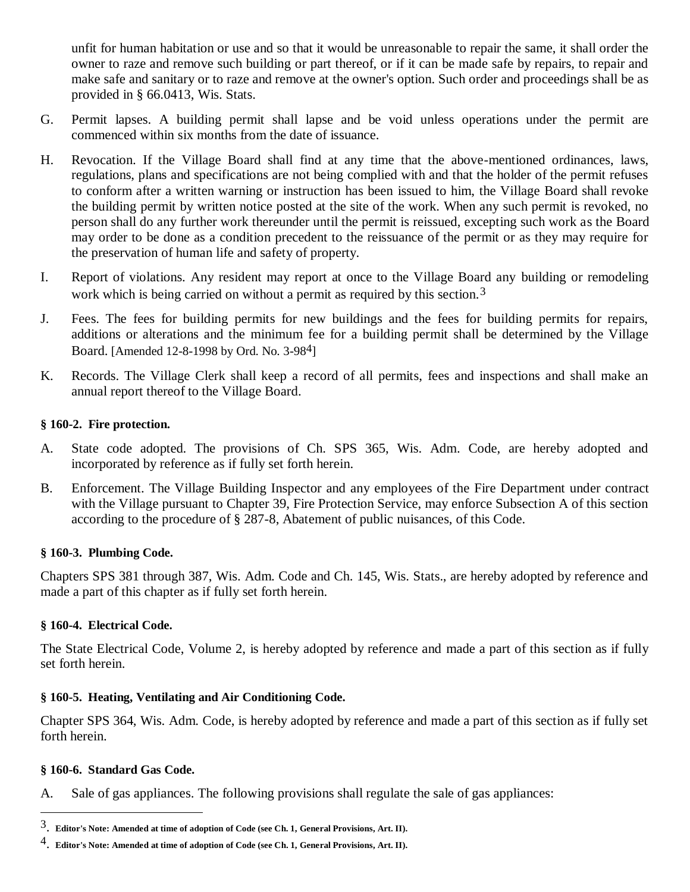unfit for human habitation or use and so that it would be unreasonable to repair the same, it shall order the owner to raze and remove such building or part thereof, or if it can be made safe by repairs, to repair and make safe and sanitary or to raze and remove at the owner's option. Such order and proceedings shall be as provided in § 66.0413, Wis. Stats.

G. Permit lapses. A building permit shall lapse and be void unless operations under the permit are commenced within six months from the date of issuance.

H. Revocation. If the Village Board shall find at any time that the above-mentioned ordinances, laws, regulations, plans and specifications are not being complied with and that the holder of the permit refuses to conform after a written warning or instruction has been issued to him, the Village Board shall revoke the building permit by written notice posted at the site of the work. When any such permit is revoked, no person shall do any further work thereunder until the permit is reissued, excepting such work as the Board may order to be done as a condition precedent to the reissuance of the permit or as they may require for the preservation of human life and safety of property.

I. Report of violations. Any resident may report at once to the Village Board any building or remodeling work which is being carried on without a permit as required by this section.[3]

J. Fees. The fees for building permits for new buildings and the fees for building permits for repairs, additions or alterations and the minimum fee for a building permit shall be determined by the Village Board. [Amended 12-8-1998 by Ord. No. 3-98[4]]

K. Records. The Village Clerk shall keep a record of all permits, fees and inspections and shall make an annual report thereof to the Village Board.

### § 160-2. Fire protection.

A. State code adopted. The provisions of Ch. SPS 365, Wis. Adm. Code, are hereby adopted and incorporated by reference as if fully set forth herein.

B. Enforcement. The Village Building Inspector and any employees of the Fire Department under contract with the Village pursuant to Chapter 39, Fire Protection Service, may enforce Subsection A of this section according to the procedure of § 287-8, Abatement of public nuisances, of this Code.

### § 160-3. Plumbing Code.

Chapters SPS 381 through 387, Wis. Adm. Code and Ch. 145, Wis. Stats., are hereby adopted by reference and made a part of this chapter as if fully set forth herein.

### § 160-4. Electrical Code.

The State Electrical Code, Volume 2, is hereby adopted by reference and made a part of this section as if fully set forth herein.

### § 160-5. Heating, Ventilating and Air Conditioning Code.

Chapter SPS 364, Wis. Adm. Code, is hereby adopted by reference and made a part of this section as if fully set forth herein.

### § 160-6. Standard Gas Code.

A. Sale of gas appliances. The following provisions shall regulate the sale of gas appliances:

---

[3]. **Editor's Note: Amended at time of adoption of Code (see Ch. 1, General Provisions, Art. II).**

[4]. **Editor's Note: Amended at time of adoption of Code (see Ch. 1, General Provisions, Art. II).**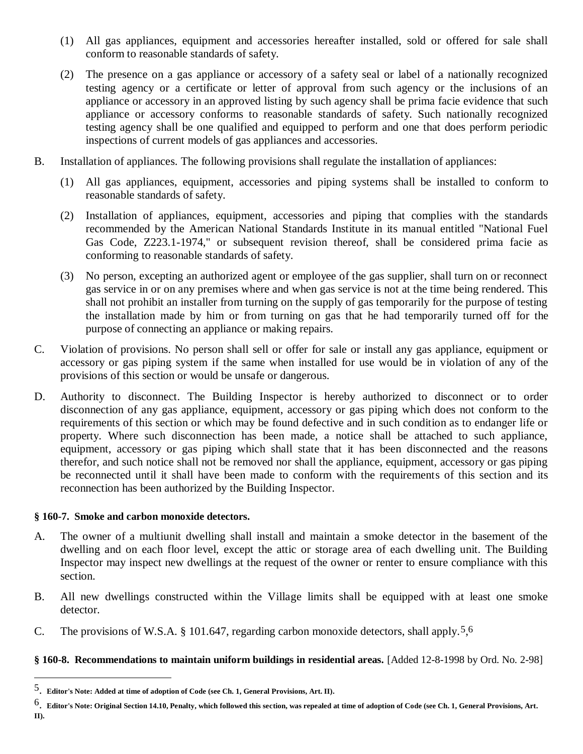(1) All gas appliances, equipment and accessories hereafter installed, sold or offered for sale shall conform to reasonable standards of safety.

(2) The presence on a gas appliance or accessory of a safety seal or label of a nationally recognized testing agency or a certificate or letter of approval from such agency or the inclusions of an appliance or accessory in an approved listing by such agency shall be prima facie evidence that such appliance or accessory conforms to reasonable standards of safety. Such nationally recognized testing agency shall be one qualified and equipped to perform and one that does perform periodic inspections of current models of gas appliances and accessories.

B. Installation of appliances. The following provisions shall regulate the installation of appliances:

(1) All gas appliances, equipment, accessories and piping systems shall be installed to conform to reasonable standards of safety.

(2) Installation of appliances, equipment, accessories and piping that complies with the standards recommended by the American National Standards Institute in its manual entitled "National Fuel Gas Code, Z223.1-1974," or subsequent revision thereof, shall be considered prima facie as conforming to reasonable standards of safety.

(3) No person, excepting an authorized agent or employee of the gas supplier, shall turn on or reconnect gas service in or on any premises where and when gas service is not at the time being rendered. This shall not prohibit an installer from turning on the supply of gas temporarily for the purpose of testing the installation made by him or from turning on gas that he had temporarily turned off for the purpose of connecting an appliance or making repairs.

C. Violation of provisions. No person shall sell or offer for sale or install any gas appliance, equipment or accessory or gas piping system if the same when installed for use would be in violation of any of the provisions of this section or would be unsafe or dangerous.

D. Authority to disconnect. The Building Inspector is hereby authorized to disconnect or to order disconnection of any gas appliance, equipment, accessory or gas piping which does not conform to the requirements of this section or which may be found defective and in such condition as to endanger life or property. Where such disconnection has been made, a notice shall be attached to such appliance, equipment, accessory or gas piping which shall state that it has been disconnected and the reasons therefor, and such notice shall not be removed nor shall the appliance, equipment, accessory or gas piping be reconnected until it shall have been made to conform with the requirements of this section and its reconnection has been authorized by the Building Inspector.

**§ 160-7. Smoke and carbon monoxide detectors.**

A. The owner of a multiunit dwelling shall install and maintain a smoke detector in the basement of the dwelling and on each floor level, except the attic or storage area of each dwelling unit. The Building Inspector may inspect new dwellings at the request of the owner or renter to ensure compliance with this section.

B. All new dwellings constructed within the Village limits shall be equipped with at least one smoke detector.

C. The provisions of W.S.A. § 101.647, regarding carbon monoxide detectors, shall apply.[5,6]

**§ 160-8. Recommendations to maintain uniform buildings in residential areas.** [Added 12-8-1998 by Ord. No. 2-98]

---

5. **Editor's Note: Added at time of adoption of Code (see Ch. 1, General Provisions, Art. II).**

6. **Editor's Note: Original Section 14.10, Penalty, which followed this section, was repealed at time of adoption of Code (see Ch. 1, General Provisions, Art. II).**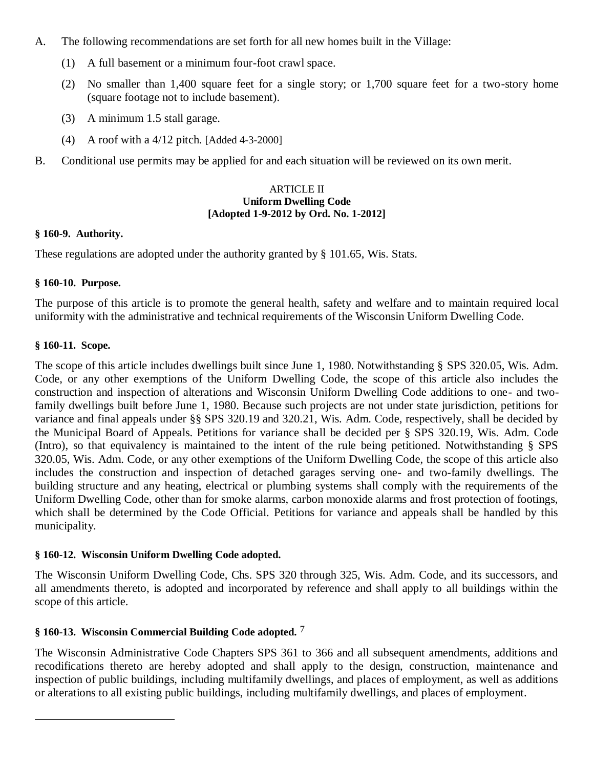A. The following recommendations are set forth for all new homes built in the Village:

   (1) A full basement or a minimum four-foot crawl space.

   (2) No smaller than 1,400 square feet for a single story; or 1,700 square feet for a two-story home (square footage not to include basement).

   (3) A minimum 1.5 stall garage.

   (4) A roof with a 4/12 pitch. [Added 4-3-2000]

B. Conditional use permits may be applied for and each situation will be reviewed on its own merit.

## ARTICLE II
## Uniform Dwelling Code
## [Adopted 1-9-2012 by Ord. No. 1-2012]

### § 160-9. Authority.

These regulations are adopted under the authority granted by § 101.65, Wis. Stats.

### § 160-10. Purpose.

The purpose of this article is to promote the general health, safety and welfare and to maintain required local uniformity with the administrative and technical requirements of the Wisconsin Uniform Dwelling Code.

### § 160-11. Scope.

The scope of this article includes dwellings built since June 1, 1980. Notwithstanding § SPS 320.05, Wis. Adm. Code, or any other exemptions of the Uniform Dwelling Code, the scope of this article also includes the construction and inspection of alterations and Wisconsin Uniform Dwelling Code additions to one- and two-family dwellings built before June 1, 1980. Because such projects are not under state jurisdiction, petitions for variance and final appeals under §§ SPS 320.19 and 320.21, Wis. Adm. Code, respectively, shall be decided by the Municipal Board of Appeals. Petitions for variance shall be decided per § SPS 320.19, Wis. Adm. Code (Intro), so that equivalency is maintained to the intent of the rule being petitioned. Notwithstanding § SPS 320.05, Wis. Adm. Code, or any other exemptions of the Uniform Dwelling Code, the scope of this article also includes the construction and inspection of detached garages serving one- and two-family dwellings. The building structure and any heating, electrical or plumbing systems shall comply with the requirements of the Uniform Dwelling Code, other than for smoke alarms, carbon monoxide alarms and frost protection of footings, which shall be determined by the Code Official. Petitions for variance and appeals shall be handled by this municipality.

### § 160-12. Wisconsin Uniform Dwelling Code adopted.

The Wisconsin Uniform Dwelling Code, Chs. SPS 320 through 325, Wis. Adm. Code, and its successors, and all amendments thereto, is adopted and incorporated by reference and shall apply to all buildings within the scope of this article.

### § 160-13. Wisconsin Commercial Building Code adopted. [7]

The Wisconsin Administrative Code Chapters SPS 361 to 366 and all subsequent amendments, additions and recodifications thereto are hereby adopted and shall apply to the design, construction, maintenance and inspection of public buildings, including multifamily dwellings, and places of employment, as well as additions or alterations to all existing public buildings, including multifamily dwellings, and places of employment.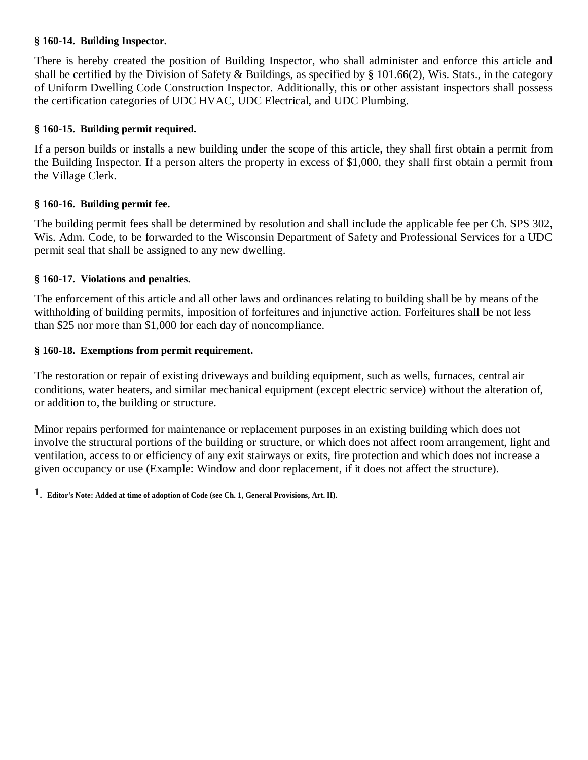### § 160-14. Building Inspector.

There is hereby created the position of Building Inspector, who shall administer and enforce this article and shall be certified by the Division of Safety & Buildings, as specified by § 101.66(2), Wis. Stats., in the category of Uniform Dwelling Code Construction Inspector. Additionally, this or other assistant inspectors shall possess the certification categories of UDC HVAC, UDC Electrical, and UDC Plumbing.

### § 160-15. Building permit required.

If a person builds or installs a new building under the scope of this article, they shall first obtain a permit from the Building Inspector. If a person alters the property in excess of $1,000, they shall first obtain a permit from the Village Clerk.

### § 160-16. Building permit fee.

The building permit fees shall be determined by resolution and shall include the applicable fee per Ch. SPS 302, Wis. Adm. Code, to be forwarded to the Wisconsin Department of Safety and Professional Services for a UDC permit seal that shall be assigned to any new dwelling.

### § 160-17. Violations and penalties.

The enforcement of this article and all other laws and ordinances relating to building shall be by means of the withholding of building permits, imposition of forfeitures and injunctive action. Forfeitures shall be not less than $25 nor more than $1,000 for each day of noncompliance.

### § 160-18. Exemptions from permit requirement.

The restoration or repair of existing driveways and building equipment, such as wells, furnaces, central air conditions, water heaters, and similar mechanical equipment (except electric service) without the alteration of, or addition to, the building or structure.

Minor repairs performed for maintenance or replacement purposes in an existing building which does not involve the structural portions of the building or structure, or which does not affect room arrangement, light and ventilation, access to or efficiency of any exit stairways or exits, fire protection and which does not increase a given occupancy or use (Example: Window and door replacement, if it does not affect the structure).

1. **Editor's Note: Added at time of adoption of Code (see Ch. 1, General Provisions, Art. II).**